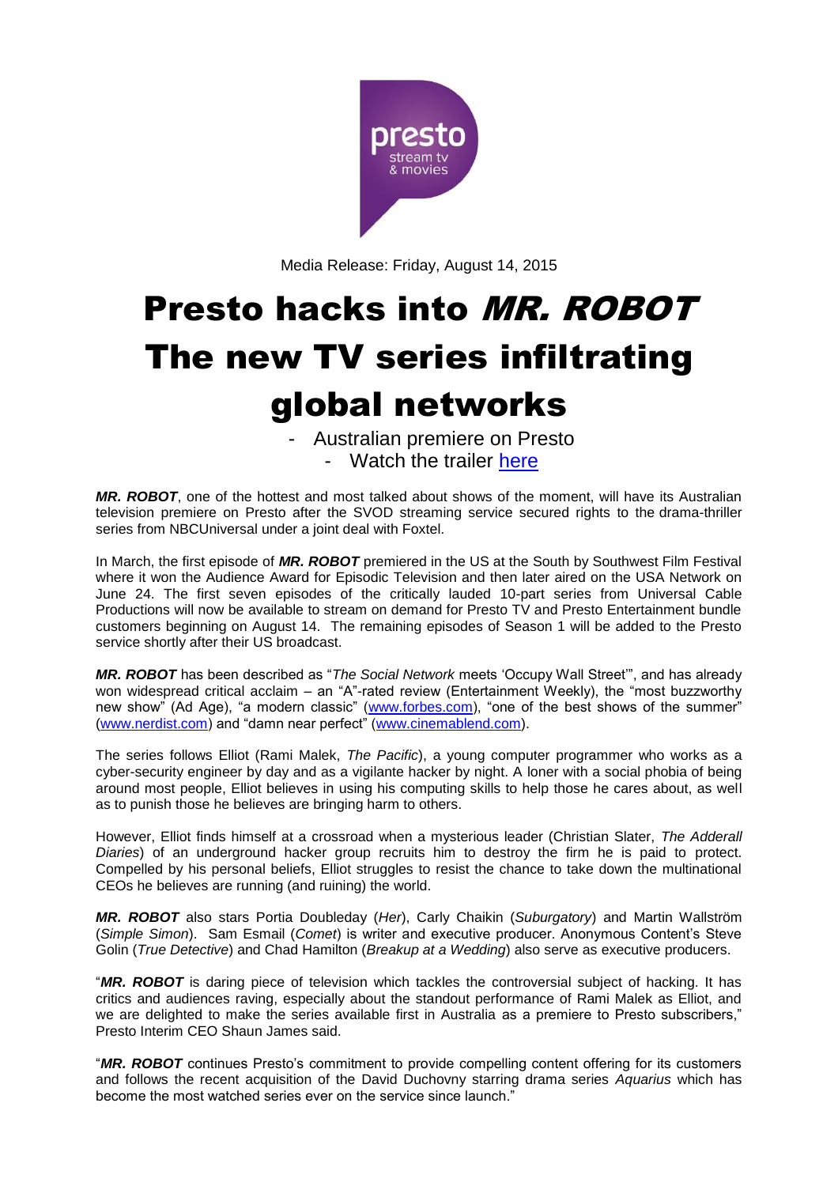presto
stream tv
& movies

Media Release: Friday, August 14, 2015

# Presto hacks into *MR. ROBOT* The new TV series infiltrating global networks

- Australian premiere on Presto
- Watch the trailer [here]

***MR. ROBOT***, one of the hottest and most talked about shows of the moment, will have its Australian television premiere on Presto after the SVOD streaming service secured rights to the drama-thriller series from NBCUniversal under a joint deal with Foxtel.

In March, the first episode of ***MR. ROBOT*** premiered in the US at the South by Southwest Film Festival where it won the Audience Award for Episodic Television and then later aired on the USA Network on June 24. The first seven episodes of the critically lauded 10-part series from Universal Cable Productions will now be available to stream on demand for Presto TV and Presto Entertainment bundle customers beginning on August 14. The remaining episodes of Season 1 will be added to the Presto service shortly after their US broadcast.

***MR. ROBOT*** has been described as "*The Social Network* meets 'Occupy Wall Street'", and has already won widespread critical acclaim – an "A"-rated review (Entertainment Weekly), the "most buzzworthy new show" (Ad Age), "a modern classic" (www.forbes.com), "one of the best shows of the summer" (www.nerdist.com) and "damn near perfect" (www.cinemablend.com).

The series follows Elliot (Rami Malek, *The Pacific*), a young computer programmer who works as a cyber-security engineer by day and as a vigilante hacker by night. A loner with a social phobia of being around most people, Elliot believes in using his computing skills to help those he cares about, as well as to punish those he believes are bringing harm to others.

However, Elliot finds himself at a crossroad when a mysterious leader (Christian Slater, *The Adderall Diaries*) of an underground hacker group recruits him to destroy the firm he is paid to protect. Compelled by his personal beliefs, Elliot struggles to resist the chance to take down the multinational CEOs he believes are running (and ruining) the world.

***MR. ROBOT*** also stars Portia Doubleday (*Her*), Carly Chaikin (*Suburgatory*) and Martin Wallström (*Simple Simon*). Sam Esmail (*Comet*) is writer and executive producer. Anonymous Content's Steve Golin (*True Detective*) and Chad Hamilton (*Breakup at a Wedding*) also serve as executive producers.

"***MR. ROBOT*** is daring piece of television which tackles the controversial subject of hacking. It has critics and audiences raving, especially about the standout performance of Rami Malek as Elliot, and we are delighted to make the series available first in Australia as a premiere to Presto subscribers," Presto Interim CEO Shaun James said.

"***MR. ROBOT*** continues Presto's commitment to provide compelling content offering for its customers and follows the recent acquisition of the David Duchovny starring drama series *Aquarius* which has become the most watched series ever on the service since launch."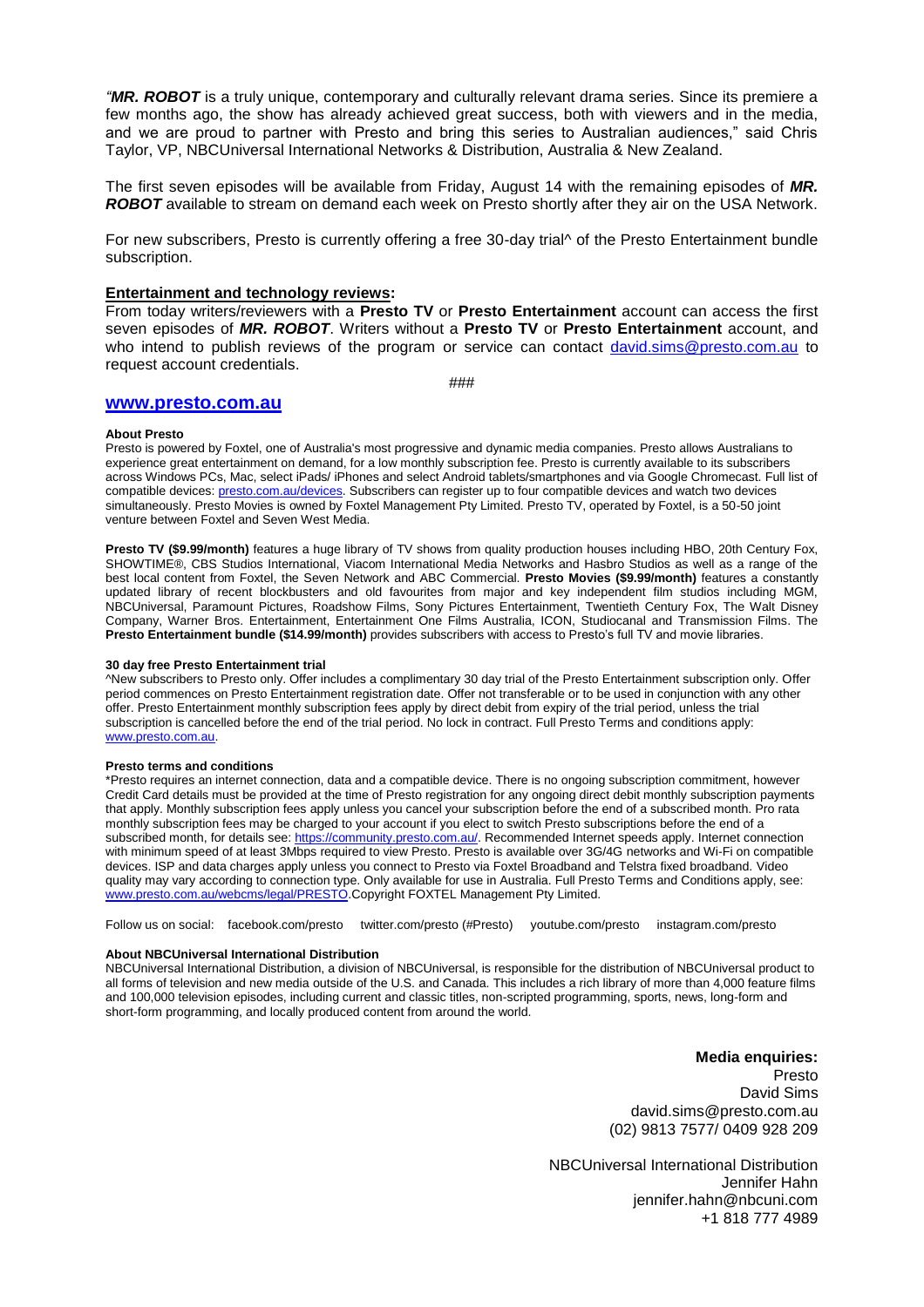"***MR. ROBOT*** is a truly unique, contemporary and culturally relevant drama series. Since its premiere a few months ago, the show has already achieved great success, both with viewers and in the media, and we are proud to partner with Presto and bring this series to Australian audiences," said Chris Taylor, VP, NBCUniversal International Networks & Distribution, Australia & New Zealand.

The first seven episodes will be available from Friday, August 14 with the remaining episodes of ***MR. ROBOT*** available to stream on demand each week on Presto shortly after they air on the USA Network.

For new subscribers, Presto is currently offering a free 30-day trial^ of the Presto Entertainment bundle subscription.

**Entertainment and technology reviews:**

From today writers/reviewers with a **Presto TV** or **Presto Entertainment** account can access the first seven episodes of ***MR. ROBOT***. Writers without a **Presto TV** or **Presto Entertainment** account, and who intend to publish reviews of the program or service can contact david.sims@presto.com.au to request account credentials.

###

**www.presto.com.au**

**About Presto**

Presto is powered by Foxtel, one of Australia's most progressive and dynamic media companies. Presto allows Australians to experience great entertainment on demand, for a low monthly subscription fee. Presto is currently available to its subscribers across Windows PCs, Mac, select iPads/ iPhones and select Android tablets/smartphones and via Google Chromecast. Full list of compatible devices: presto.com.au/devices. Subscribers can register up to four compatible devices and watch two devices simultaneously. Presto Movies is owned by Foxtel Management Pty Limited. Presto TV, operated by Foxtel, is a 50-50 joint venture between Foxtel and Seven West Media.

**Presto TV ($9.99/month)** features a huge library of TV shows from quality production houses including HBO, 20th Century Fox, SHOWTIME®, CBS Studios International, Viacom International Media Networks and Hasbro Studios as well as a range of the best local content from Foxtel, the Seven Network and ABC Commercial. **Presto Movies ($9.99/month)** features a constantly updated library of recent blockbusters and old favourites from major and key independent film studios including MGM, NBCUniversal, Paramount Pictures, Roadshow Films, Sony Pictures Entertainment, Twentieth Century Fox, The Walt Disney Company, Warner Bros. Entertainment, Entertainment One Films Australia, ICON, Studiocanal and Transmission Films. The **Presto Entertainment bundle ($14.99/month)** provides subscribers with access to Presto's full TV and movie libraries.

**30 day free Presto Entertainment trial**

^New subscribers to Presto only. Offer includes a complimentary 30 day trial of the Presto Entertainment subscription only. Offer period commences on Presto Entertainment registration date. Offer not transferable or to be used in conjunction with any other offer. Presto Entertainment monthly subscription fees apply by direct debit from expiry of the trial period, unless the trial subscription is cancelled before the end of the trial period. No lock in contract. Full Presto Terms and conditions apply: www.presto.com.au.

**Presto terms and conditions**

*Presto requires an internet connection, data and a compatible device. There is no ongoing subscription commitment, however Credit Card details must be provided at the time of Presto registration for any ongoing direct debit monthly subscription payments that apply. Monthly subscription fees apply unless you cancel your subscription before the end of a subscribed month. Pro rata monthly subscription fees may be charged to your account if you elect to switch Presto subscriptions before the end of a subscribed month, for details see: https://community.presto.com.au/. Recommended Internet speeds apply. Internet connection with minimum speed of at least 3Mbps required to view Presto. Presto is available over 3G/4G networks and Wi-Fi on compatible devices. ISP and data charges apply unless you connect to Presto via Foxtel Broadband and Telstra fixed broadband. Video quality may vary according to connection type. Only available for use in Australia. Full Presto Terms and Conditions apply, see: www.presto.com.au/webcms/legal/PRESTO.Copyright FOXTEL Management Pty Limited.

Follow us on social: facebook.com/presto twitter.com/presto (#Presto) youtube.com/presto instagram.com/presto

**About NBCUniversal International Distribution**

NBCUniversal International Distribution, a division of NBCUniversal, is responsible for the distribution of NBCUniversal product to all forms of television and new media outside of the U.S. and Canada. This includes a rich library of more than 4,000 feature films and 100,000 television episodes, including current and classic titles, non-scripted programming, sports, news, long-form and short-form programming, and locally produced content from around the world.

**Media enquiries:**

Presto
David Sims
david.sims@presto.com.au
(02) 9813 7577/ 0409 928 209

NBCUniversal International Distribution
Jennifer Hahn
jennifer.hahn@nbcuni.com
+1 818 777 4989